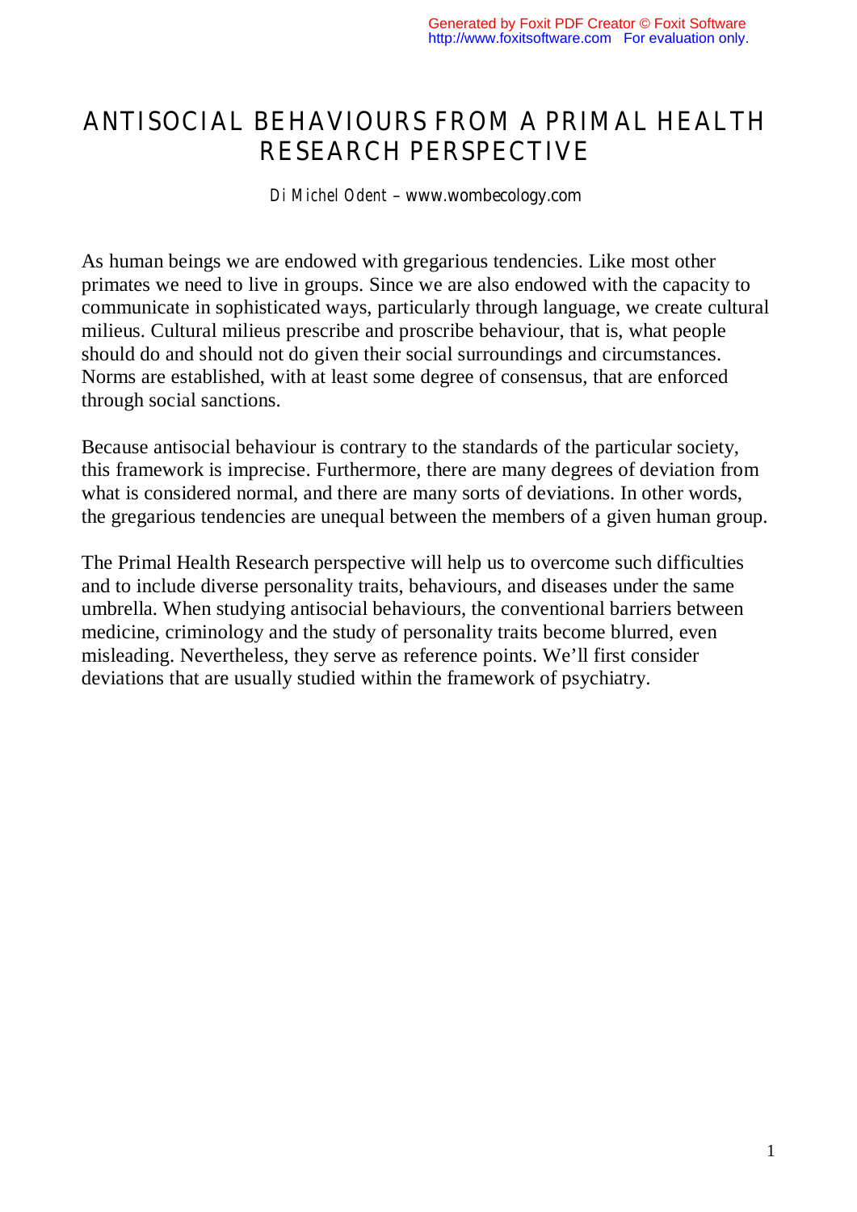# ANTISOCIAL BEHAVIOURS FROM A PRIMAL HEALTH RESEARCH PERSPECTIVE

*Di Michel Odent* – www.wombecology.com

As human beings we are endowed with gregarious tendencies. Like most other primates we need to live in groups. Since we are also endowed with the capacity to communicate in sophisticated ways, particularly through language, we create cultural milieus. Cultural milieus prescribe and proscribe behaviour, that is, what people should do and should not do given their social surroundings and circumstances. Norms are established, with at least some degree of consensus, that are enforced through social sanctions.

Because antisocial behaviour is contrary to the standards of the particular society, this framework is imprecise. Furthermore, there are many degrees of deviation from what is considered normal, and there are many sorts of deviations. In other words, the gregarious tendencies are unequal between the members of a given human group.

The Primal Health Research perspective will help us to overcome such difficulties and to include diverse personality traits, behaviours, and diseases under the same umbrella. When studying antisocial behaviours, the conventional barriers between medicine, criminology and the study of personality traits become blurred, even misleading. Nevertheless, they serve as reference points. We'll first consider deviations that are usually studied within the framework of psychiatry.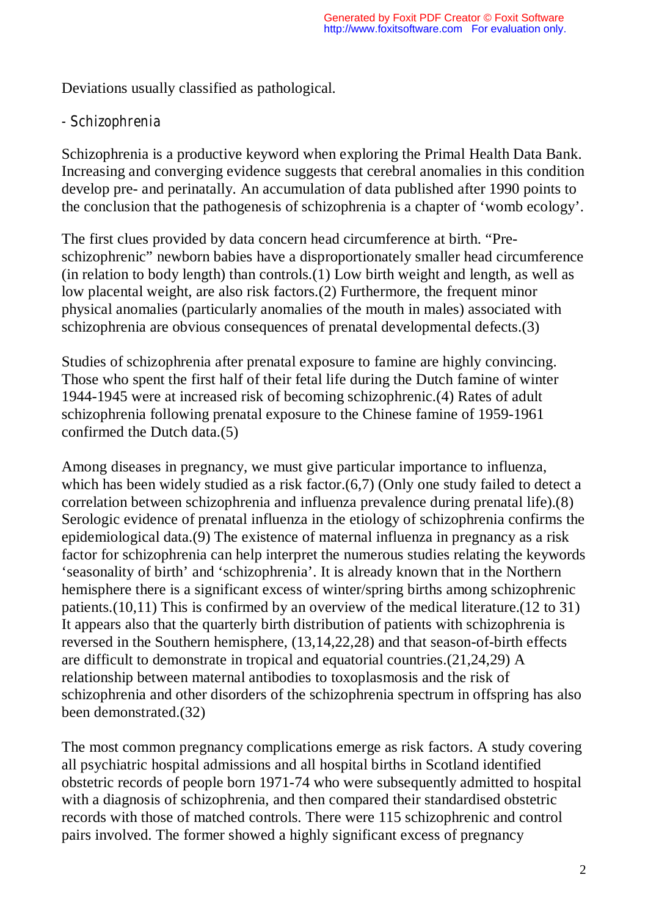Deviations usually classified as pathological.

- Schizophrenia

Schizophrenia is a productive keyword when exploring the Primal Health Data Bank. Increasing and converging evidence suggests that cerebral anomalies in this condition develop pre- and perinatally. An accumulation of data published after 1990 points to the conclusion that the pathogenesis of schizophrenia is a chapter of 'womb ecology'.

The first clues provided by data concern head circumference at birth. "Pre-schizophrenic" newborn babies have a disproportionately smaller head circumference (in relation to body length) than controls.(1) Low birth weight and length, as well as low placental weight, are also risk factors.(2) Furthermore, the frequent minor physical anomalies (particularly anomalies of the mouth in males) associated with schizophrenia are obvious consequences of prenatal developmental defects.(3)

Studies of schizophrenia after prenatal exposure to famine are highly convincing. Those who spent the first half of their fetal life during the Dutch famine of winter 1944-1945 were at increased risk of becoming schizophrenic.(4) Rates of adult schizophrenia following prenatal exposure to the Chinese famine of 1959-1961 confirmed the Dutch data.(5)

Among diseases in pregnancy, we must give particular importance to influenza, which has been widely studied as a risk factor.(6,7) (Only one study failed to detect a correlation between schizophrenia and influenza prevalence during prenatal life).(8) Serologic evidence of prenatal influenza in the etiology of schizophrenia confirms the epidemiological data.(9) The existence of maternal influenza in pregnancy as a risk factor for schizophrenia can help interpret the numerous studies relating the keywords 'seasonality of birth' and 'schizophrenia'. It is already known that in the Northern hemisphere there is a significant excess of winter/spring births among schizophrenic patients.(10,11) This is confirmed by an overview of the medical literature.(12 to 31) It appears also that the quarterly birth distribution of patients with schizophrenia is reversed in the Southern hemisphere, (13,14,22,28) and that season-of-birth effects are difficult to demonstrate in tropical and equatorial countries.(21,24,29) A relationship between maternal antibodies to toxoplasmosis and the risk of schizophrenia and other disorders of the schizophrenia spectrum in offspring has also been demonstrated.(32)

The most common pregnancy complications emerge as risk factors. A study covering all psychiatric hospital admissions and all hospital births in Scotland identified obstetric records of people born 1971-74 who were subsequently admitted to hospital with a diagnosis of schizophrenia, and then compared their standardised obstetric records with those of matched controls. There were 115 schizophrenic and control pairs involved. The former showed a highly significant excess of pregnancy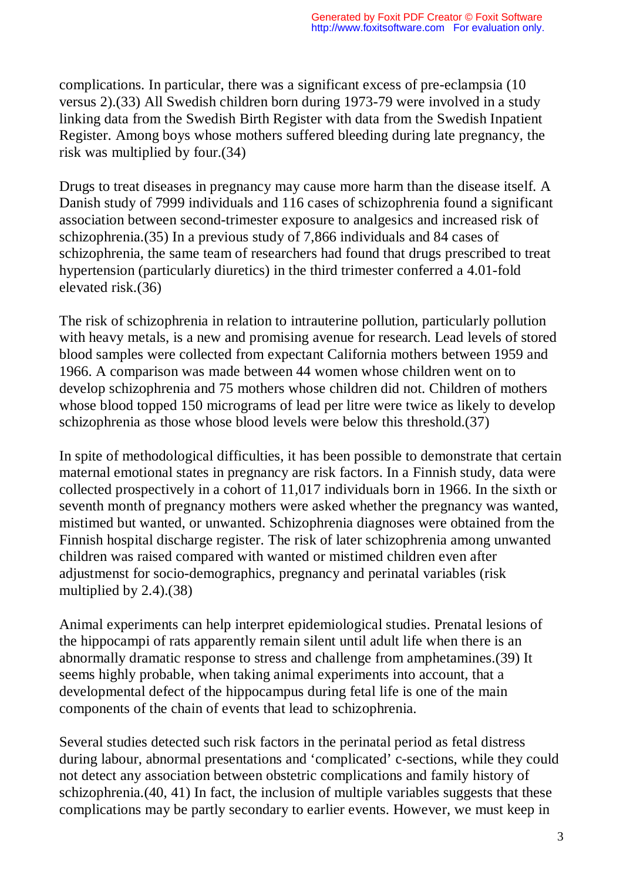complications. In particular, there was a significant excess of pre-eclampsia (10 versus 2).(33) All Swedish children born during 1973-79 were involved in a study linking data from the Swedish Birth Register with data from the Swedish Inpatient Register. Among boys whose mothers suffered bleeding during late pregnancy, the risk was multiplied by four.(34)

Drugs to treat diseases in pregnancy may cause more harm than the disease itself. A Danish study of 7999 individuals and 116 cases of schizophrenia found a significant association between second-trimester exposure to analgesics and increased risk of schizophrenia.(35) In a previous study of 7,866 individuals and 84 cases of schizophrenia, the same team of researchers had found that drugs prescribed to treat hypertension (particularly diuretics) in the third trimester conferred a 4.01-fold elevated risk.(36)

The risk of schizophrenia in relation to intrauterine pollution, particularly pollution with heavy metals, is a new and promising avenue for research. Lead levels of stored blood samples were collected from expectant California mothers between 1959 and 1966. A comparison was made between 44 women whose children went on to develop schizophrenia and 75 mothers whose children did not. Children of mothers whose blood topped 150 micrograms of lead per litre were twice as likely to develop schizophrenia as those whose blood levels were below this threshold.(37)

In spite of methodological difficulties, it has been possible to demonstrate that certain maternal emotional states in pregnancy are risk factors. In a Finnish study, data were collected prospectively in a cohort of 11,017 individuals born in 1966. In the sixth or seventh month of pregnancy mothers were asked whether the pregnancy was wanted, mistimed but wanted, or unwanted. Schizophrenia diagnoses were obtained from the Finnish hospital discharge register. The risk of later schizophrenia among unwanted children was raised compared with wanted or mistimed children even after adjustmenst for socio-demographics, pregnancy and perinatal variables (risk multiplied by 2.4).(38)

Animal experiments can help interpret epidemiological studies. Prenatal lesions of the hippocampi of rats apparently remain silent until adult life when there is an abnormally dramatic response to stress and challenge from amphetamines.(39) It seems highly probable, when taking animal experiments into account, that a developmental defect of the hippocampus during fetal life is one of the main components of the chain of events that lead to schizophrenia.

Several studies detected such risk factors in the perinatal period as fetal distress during labour, abnormal presentations and 'complicated' c-sections, while they could not detect any association between obstetric complications and family history of schizophrenia.(40, 41) In fact, the inclusion of multiple variables suggests that these complications may be partly secondary to earlier events. However, we must keep in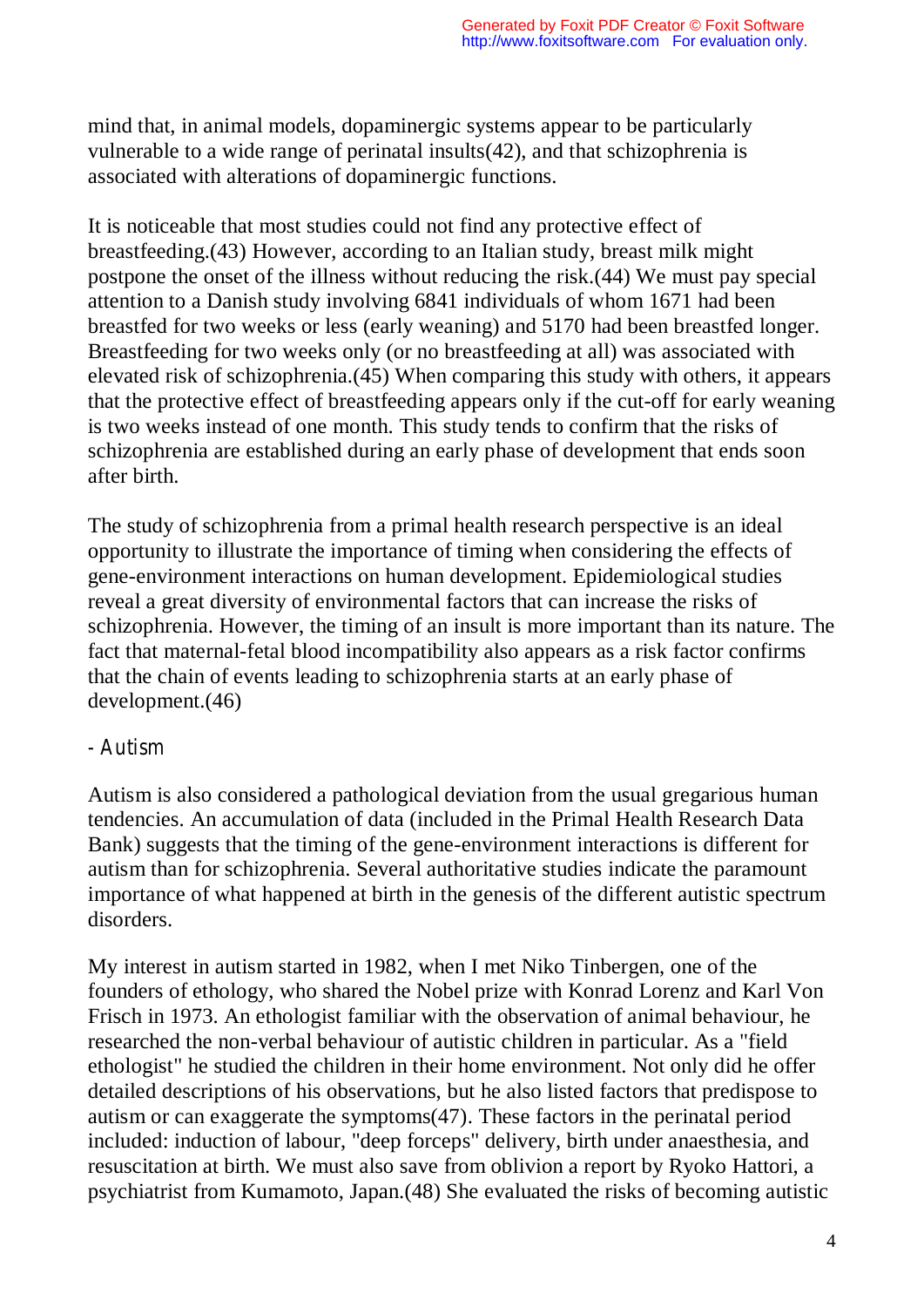mind that, in animal models, dopaminergic systems appear to be particularly vulnerable to a wide range of perinatal insults(42), and that schizophrenia is associated with alterations of dopaminergic functions.

It is noticeable that most studies could not find any protective effect of breastfeeding.(43) However, according to an Italian study, breast milk might postpone the onset of the illness without reducing the risk.(44) We must pay special attention to a Danish study involving 6841 individuals of whom 1671 had been breastfed for two weeks or less (early weaning) and 5170 had been breastfed longer. Breastfeeding for two weeks only (or no breastfeeding at all) was associated with elevated risk of schizophrenia.(45) When comparing this study with others, it appears that the protective effect of breastfeeding appears only if the cut-off for early weaning is two weeks instead of one month. This study tends to confirm that the risks of schizophrenia are established during an early phase of development that ends soon after birth.

The study of schizophrenia from a primal health research perspective is an ideal opportunity to illustrate the importance of timing when considering the effects of gene-environment interactions on human development. Epidemiological studies reveal a great diversity of environmental factors that can increase the risks of schizophrenia. However, the timing of an insult is more important than its nature. The fact that maternal-fetal blood incompatibility also appears as a risk factor confirms that the chain of events leading to schizophrenia starts at an early phase of development.(46)

- Autism

Autism is also considered a pathological deviation from the usual gregarious human tendencies. An accumulation of data (included in the Primal Health Research Data Bank) suggests that the timing of the gene-environment interactions is different for autism than for schizophrenia. Several authoritative studies indicate the paramount importance of what happened at birth in the genesis of the different autistic spectrum disorders.

My interest in autism started in 1982, when I met Niko Tinbergen, one of the founders of ethology, who shared the Nobel prize with Konrad Lorenz and Karl Von Frisch in 1973. An ethologist familiar with the observation of animal behaviour, he researched the non-verbal behaviour of autistic children in particular. As a "field ethologist" he studied the children in their home environment. Not only did he offer detailed descriptions of his observations, but he also listed factors that predispose to autism or can exaggerate the symptoms(47). These factors in the perinatal period included: induction of labour, "deep forceps" delivery, birth under anaesthesia, and resuscitation at birth. We must also save from oblivion a report by Ryoko Hattori, a psychiatrist from Kumamoto, Japan.(48) She evaluated the risks of becoming autistic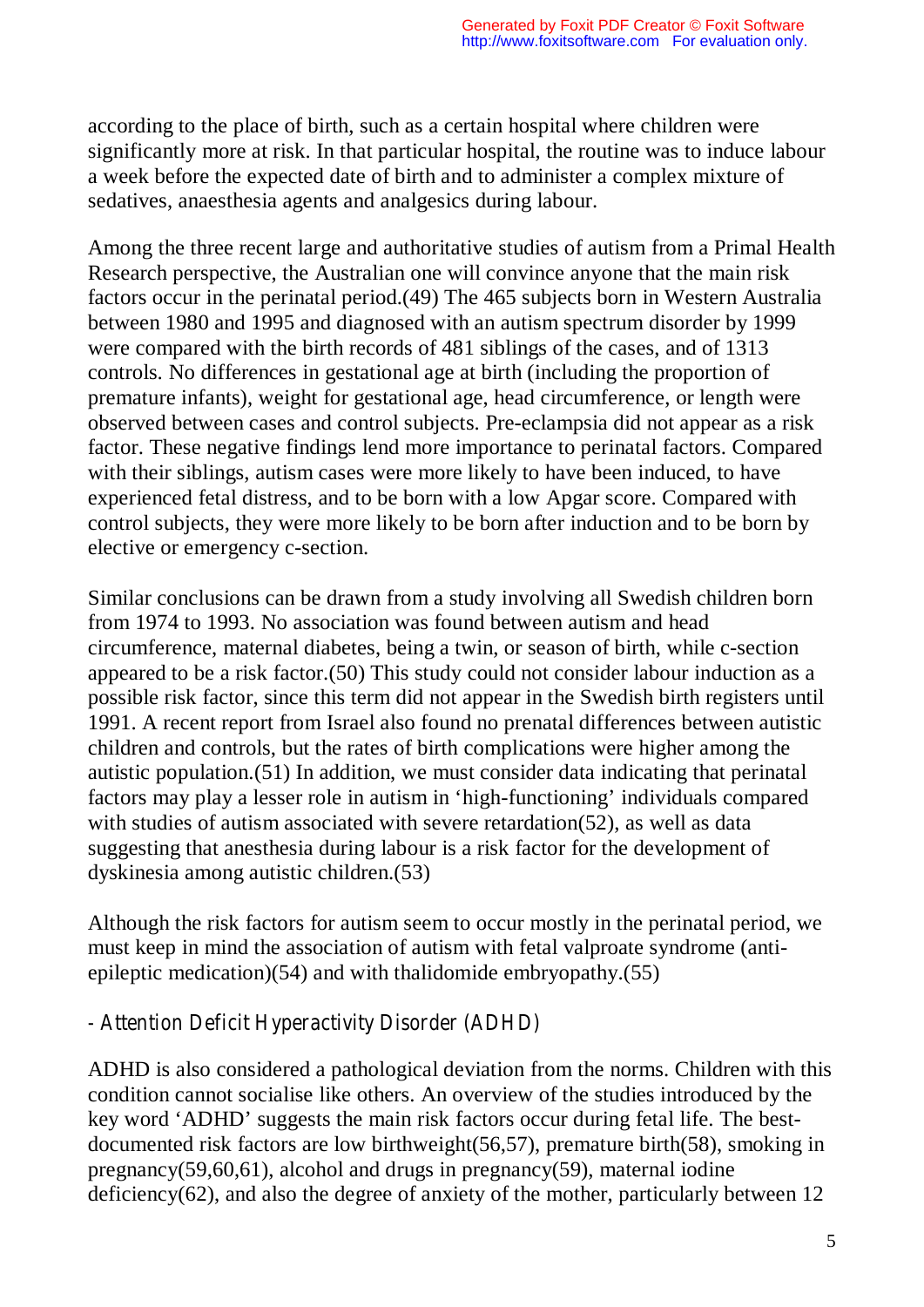according to the place of birth, such as a certain hospital where children were significantly more at risk. In that particular hospital, the routine was to induce labour a week before the expected date of birth and to administer a complex mixture of sedatives, anaesthesia agents and analgesics during labour.

Among the three recent large and authoritative studies of autism from a Primal Health Research perspective, the Australian one will convince anyone that the main risk factors occur in the perinatal period.(49) The 465 subjects born in Western Australia between 1980 and 1995 and diagnosed with an autism spectrum disorder by 1999 were compared with the birth records of 481 siblings of the cases, and of 1313 controls. No differences in gestational age at birth (including the proportion of premature infants), weight for gestational age, head circumference, or length were observed between cases and control subjects. Pre-eclampsia did not appear as a risk factor. These negative findings lend more importance to perinatal factors. Compared with their siblings, autism cases were more likely to have been induced, to have experienced fetal distress, and to be born with a low Apgar score. Compared with control subjects, they were more likely to be born after induction and to be born by elective or emergency c-section.

Similar conclusions can be drawn from a study involving all Swedish children born from 1974 to 1993. No association was found between autism and head circumference, maternal diabetes, being a twin, or season of birth, while c-section appeared to be a risk factor.(50) This study could not consider labour induction as a possible risk factor, since this term did not appear in the Swedish birth registers until 1991. A recent report from Israel also found no prenatal differences between autistic children and controls, but the rates of birth complications were higher among the autistic population.(51) In addition, we must consider data indicating that perinatal factors may play a lesser role in autism in 'high-functioning' individuals compared with studies of autism associated with severe retardation(52), as well as data suggesting that anesthesia during labour is a risk factor for the development of dyskinesia among autistic children.(53)

Although the risk factors for autism seem to occur mostly in the perinatal period, we must keep in mind the association of autism with fetal valproate syndrome (anti-epileptic medication)(54) and with thalidomide embryopathy.(55)

### - Attention Deficit Hyperactivity Disorder (ADHD)

ADHD is also considered a pathological deviation from the norms. Children with this condition cannot socialise like others. An overview of the studies introduced by the key word 'ADHD' suggests the main risk factors occur during fetal life. The best-documented risk factors are low birthweight(56,57), premature birth(58), smoking in pregnancy(59,60,61), alcohol and drugs in pregnancy(59), maternal iodine deficiency(62), and also the degree of anxiety of the mother, particularly between 12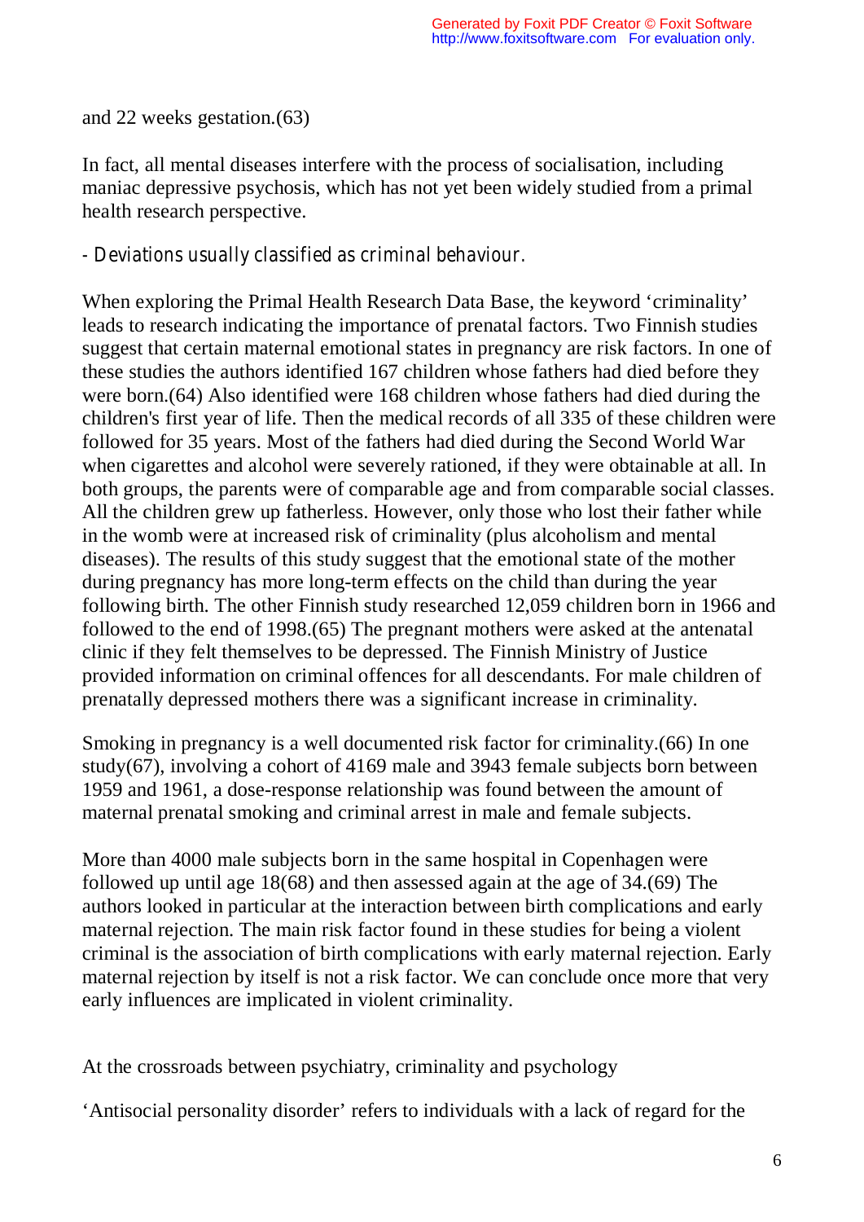and 22 weeks gestation.(63)

In fact, all mental diseases interfere with the process of socialisation, including maniac depressive psychosis, which has not yet been widely studied from a primal health research perspective.

*- Deviations usually classified as criminal behaviour.*

When exploring the Primal Health Research Data Base, the keyword 'criminality' leads to research indicating the importance of prenatal factors. Two Finnish studies suggest that certain maternal emotional states in pregnancy are risk factors. In one of these studies the authors identified 167 children whose fathers had died before they were born.(64) Also identified were 168 children whose fathers had died during the children's first year of life. Then the medical records of all 335 of these children were followed for 35 years. Most of the fathers had died during the Second World War when cigarettes and alcohol were severely rationed, if they were obtainable at all. In both groups, the parents were of comparable age and from comparable social classes. All the children grew up fatherless. However, only those who lost their father while in the womb were at increased risk of criminality (plus alcoholism and mental diseases). The results of this study suggest that the emotional state of the mother during pregnancy has more long-term effects on the child than during the year following birth. The other Finnish study researched 12,059 children born in 1966 and followed to the end of 1998.(65) The pregnant mothers were asked at the antenatal clinic if they felt themselves to be depressed. The Finnish Ministry of Justice provided information on criminal offences for all descendants. For male children of prenatally depressed mothers there was a significant increase in criminality.

Smoking in pregnancy is a well documented risk factor for criminality.(66) In one study(67), involving a cohort of 4169 male and 3943 female subjects born between 1959 and 1961, a dose-response relationship was found between the amount of maternal prenatal smoking and criminal arrest in male and female subjects.

More than 4000 male subjects born in the same hospital in Copenhagen were followed up until age 18(68) and then assessed again at the age of 34.(69) The authors looked in particular at the interaction between birth complications and early maternal rejection. The main risk factor found in these studies for being a violent criminal is the association of birth complications with early maternal rejection. Early maternal rejection by itself is not a risk factor. We can conclude once more that very early influences are implicated in violent criminality.

## At the crossroads between psychiatry, criminality and psychology

'Antisocial personality disorder' refers to individuals with a lack of regard for the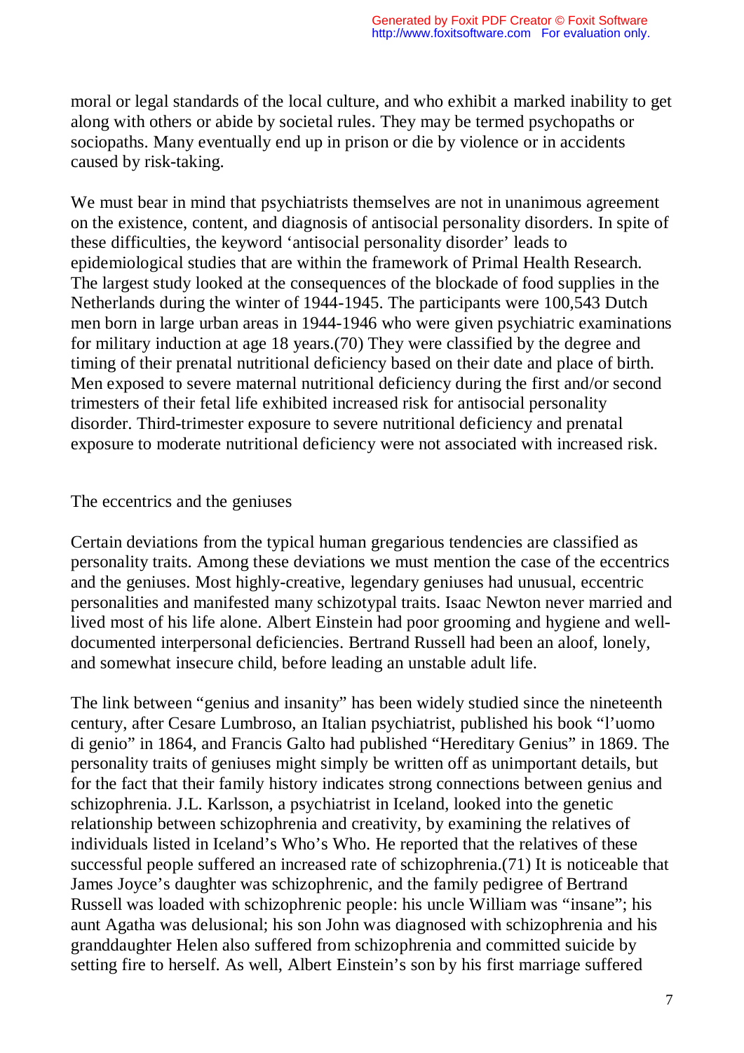moral or legal standards of the local culture, and who exhibit a marked inability to get along with others or abide by societal rules. They may be termed psychopaths or sociopaths. Many eventually end up in prison or die by violence or in accidents caused by risk-taking.

We must bear in mind that psychiatrists themselves are not in unanimous agreement on the existence, content, and diagnosis of antisocial personality disorders. In spite of these difficulties, the keyword 'antisocial personality disorder' leads to epidemiological studies that are within the framework of Primal Health Research. The largest study looked at the consequences of the blockade of food supplies in the Netherlands during the winter of 1944-1945. The participants were 100,543 Dutch men born in large urban areas in 1944-1946 who were given psychiatric examinations for military induction at age 18 years.(70) They were classified by the degree and timing of their prenatal nutritional deficiency based on their date and place of birth. Men exposed to severe maternal nutritional deficiency during the first and/or second trimesters of their fetal life exhibited increased risk for antisocial personality disorder. Third-trimester exposure to severe nutritional deficiency and prenatal exposure to moderate nutritional deficiency were not associated with increased risk.

## The eccentrics and the geniuses

Certain deviations from the typical human gregarious tendencies are classified as personality traits. Among these deviations we must mention the case of the eccentrics and the geniuses. Most highly-creative, legendary geniuses had unusual, eccentric personalities and manifested many schizotypal traits. Isaac Newton never married and lived most of his life alone. Albert Einstein had poor grooming and hygiene and well-documented interpersonal deficiencies. Bertrand Russell had been an aloof, lonely, and somewhat insecure child, before leading an unstable adult life.

The link between "genius and insanity" has been widely studied since the nineteenth century, after Cesare Lumbroso, an Italian psychiatrist, published his book "l'uomo di genio" in 1864, and Francis Galto had published "Hereditary Genius" in 1869. The personality traits of geniuses might simply be written off as unimportant details, but for the fact that their family history indicates strong connections between genius and schizophrenia. J.L. Karlsson, a psychiatrist in Iceland, looked into the genetic relationship between schizophrenia and creativity, by examining the relatives of individuals listed in Iceland's Who's Who. He reported that the relatives of these successful people suffered an increased rate of schizophrenia.(71) It is noticeable that James Joyce's daughter was schizophrenic, and the family pedigree of Bertrand Russell was loaded with schizophrenic people: his uncle William was "insane"; his aunt Agatha was delusional; his son John was diagnosed with schizophrenia and his granddaughter Helen also suffered from schizophrenia and committed suicide by setting fire to herself. As well, Albert Einstein's son by his first marriage suffered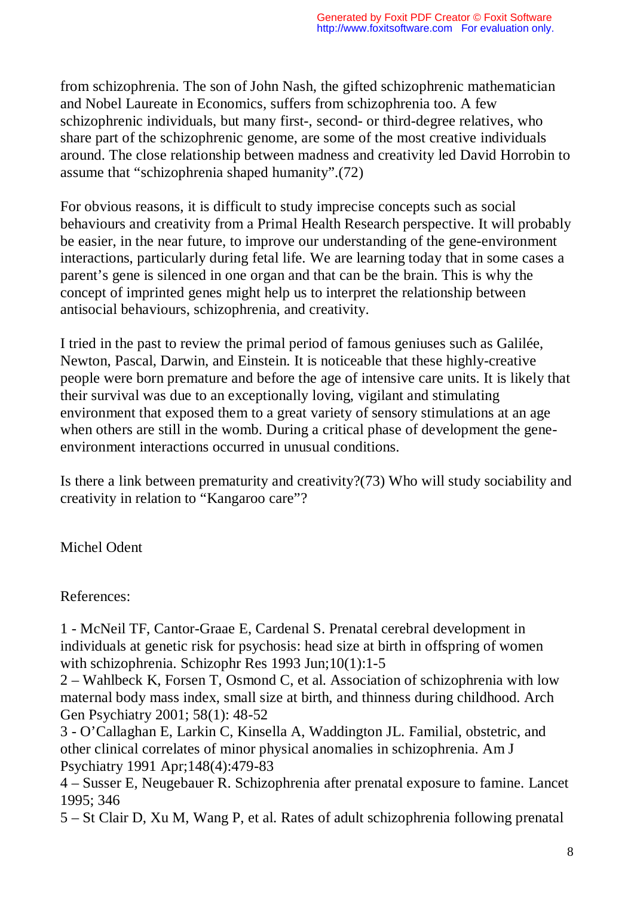from schizophrenia. The son of John Nash, the gifted schizophrenic mathematician and Nobel Laureate in Economics, suffers from schizophrenia too. A few schizophrenic individuals, but many first-, second- or third-degree relatives, who share part of the schizophrenic genome, are some of the most creative individuals around. The close relationship between madness and creativity led David Horrobin to assume that "schizophrenia shaped humanity".(72)

For obvious reasons, it is difficult to study imprecise concepts such as social behaviours and creativity from a Primal Health Research perspective. It will probably be easier, in the near future, to improve our understanding of the gene-environment interactions, particularly during fetal life. We are learning today that in some cases a parent's gene is silenced in one organ and that can be the brain. This is why the concept of imprinted genes might help us to interpret the relationship between antisocial behaviours, schizophrenia, and creativity.

I tried in the past to review the primal period of famous geniuses such as Galilée, Newton, Pascal, Darwin, and Einstein. It is noticeable that these highly-creative people were born premature and before the age of intensive care units. It is likely that their survival was due to an exceptionally loving, vigilant and stimulating environment that exposed them to a great variety of sensory stimulations at an age when others are still in the womb. During a critical phase of development the gene-environment interactions occurred in unusual conditions.

Is there a link between prematurity and creativity?(73) Who will study sociability and creativity in relation to "Kangaroo care"?

Michel Odent

References:

1 - McNeil TF, Cantor-Graae E, Cardenal S. Prenatal cerebral development in individuals at genetic risk for psychosis: head size at birth in offspring of women with schizophrenia. Schizophr Res 1993 Jun;10(1):1-5
2 – Wahlbeck K, Forsen T, Osmond C, et al. Association of schizophrenia with low maternal body mass index, small size at birth, and thinness during childhood. Arch Gen Psychiatry 2001; 58(1): 48-52
3 - O'Callaghan E, Larkin C, Kinsella A, Waddington JL. Familial, obstetric, and other clinical correlates of minor physical anomalies in schizophrenia. Am J Psychiatry 1991 Apr;148(4):479-83
4 – Susser E, Neugebauer R. Schizophrenia after prenatal exposure to famine. Lancet 1995; 346
5 – St Clair D, Xu M, Wang P, et al. Rates of adult schizophrenia following prenatal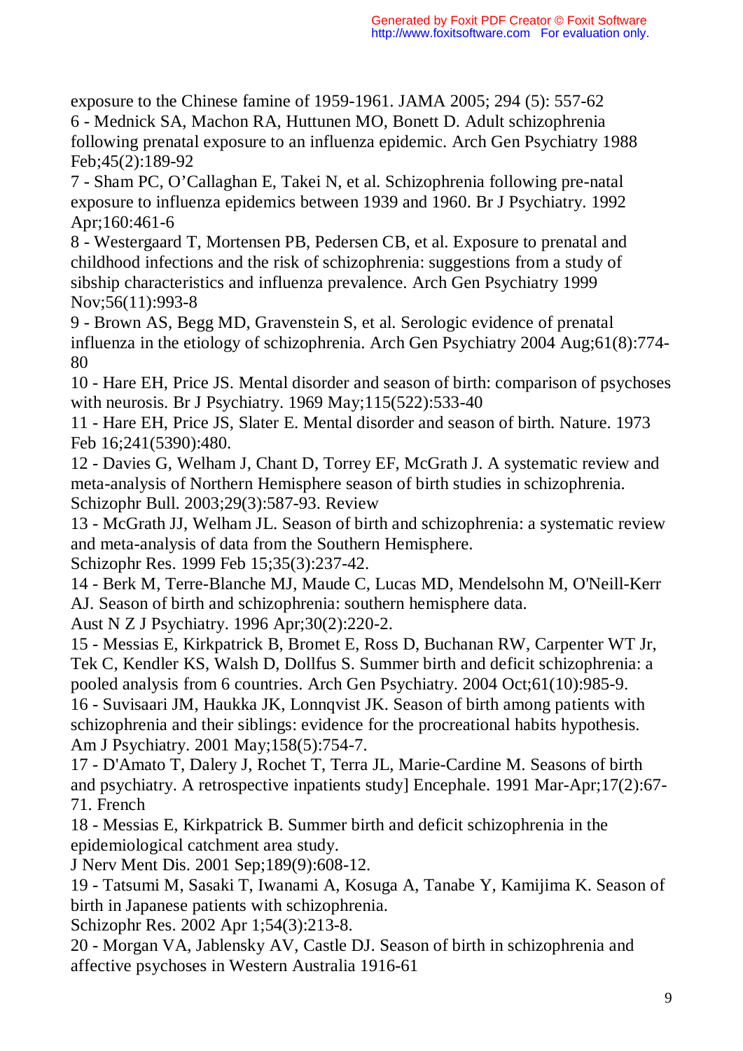exposure to the Chinese famine of 1959-1961. JAMA 2005; 294 (5): 557-62

6 - Mednick SA, Machon RA, Huttunen MO, Bonett D. Adult schizophrenia following prenatal exposure to an influenza epidemic. Arch Gen Psychiatry 1988 Feb;45(2):189-92

7 - Sham PC, O'Callaghan E, Takei N, et al. Schizophrenia following pre-natal exposure to influenza epidemics between 1939 and 1960. Br J Psychiatry. 1992 Apr;160:461-6

8 - Westergaard T, Mortensen PB, Pedersen CB, et al. Exposure to prenatal and childhood infections and the risk of schizophrenia: suggestions from a study of sibship characteristics and influenza prevalence. Arch Gen Psychiatry 1999 Nov;56(11):993-8

9 - Brown AS, Begg MD, Gravenstein S, et al. Serologic evidence of prenatal influenza in the etiology of schizophrenia. Arch Gen Psychiatry 2004 Aug;61(8):774-80

10 - Hare EH, Price JS. Mental disorder and season of birth: comparison of psychoses with neurosis. Br J Psychiatry. 1969 May;115(522):533-40

11 - Hare EH, Price JS, Slater E. Mental disorder and season of birth. Nature. 1973 Feb 16;241(5390):480.

12 - Davies G, Welham J, Chant D, Torrey EF, McGrath J. A systematic review and meta-analysis of Northern Hemisphere season of birth studies in schizophrenia. Schizophr Bull. 2003;29(3):587-93. Review

13 - McGrath JJ, Welham JL. Season of birth and schizophrenia: a systematic review and meta-analysis of data from the Southern Hemisphere.
Schizophr Res. 1999 Feb 15;35(3):237-42.

14 - Berk M, Terre-Blanche MJ, Maude C, Lucas MD, Mendelsohn M, O'Neill-Kerr AJ. Season of birth and schizophrenia: southern hemisphere data.
Aust N Z J Psychiatry. 1996 Apr;30(2):220-2.

15 - Messias E, Kirkpatrick B, Bromet E, Ross D, Buchanan RW, Carpenter WT Jr, Tek C, Kendler KS, Walsh D, Dollfus S. Summer birth and deficit schizophrenia: a pooled analysis from 6 countries. Arch Gen Psychiatry. 2004 Oct;61(10):985-9.

16 - Suvisaari JM, Haukka JK, Lonnqvist JK. Season of birth among patients with schizophrenia and their siblings: evidence for the procreational habits hypothesis. Am J Psychiatry. 2001 May;158(5):754-7.

17 - D'Amato T, Dalery J, Rochet T, Terra JL, Marie-Cardine M. Seasons of birth and psychiatry. A retrospective inpatients study] Encephale. 1991 Mar-Apr;17(2):67-71. French

18 - Messias E, Kirkpatrick B. Summer birth and deficit schizophrenia in the epidemiological catchment area study.
J Nerv Ment Dis. 2001 Sep;189(9):608-12.

19 - Tatsumi M, Sasaki T, Iwanami A, Kosuga A, Tanabe Y, Kamijima K. Season of birth in Japanese patients with schizophrenia.
Schizophr Res. 2002 Apr 1;54(3):213-8.

20 - Morgan VA, Jablensky AV, Castle DJ. Season of birth in schizophrenia and affective psychoses in Western Australia 1916-61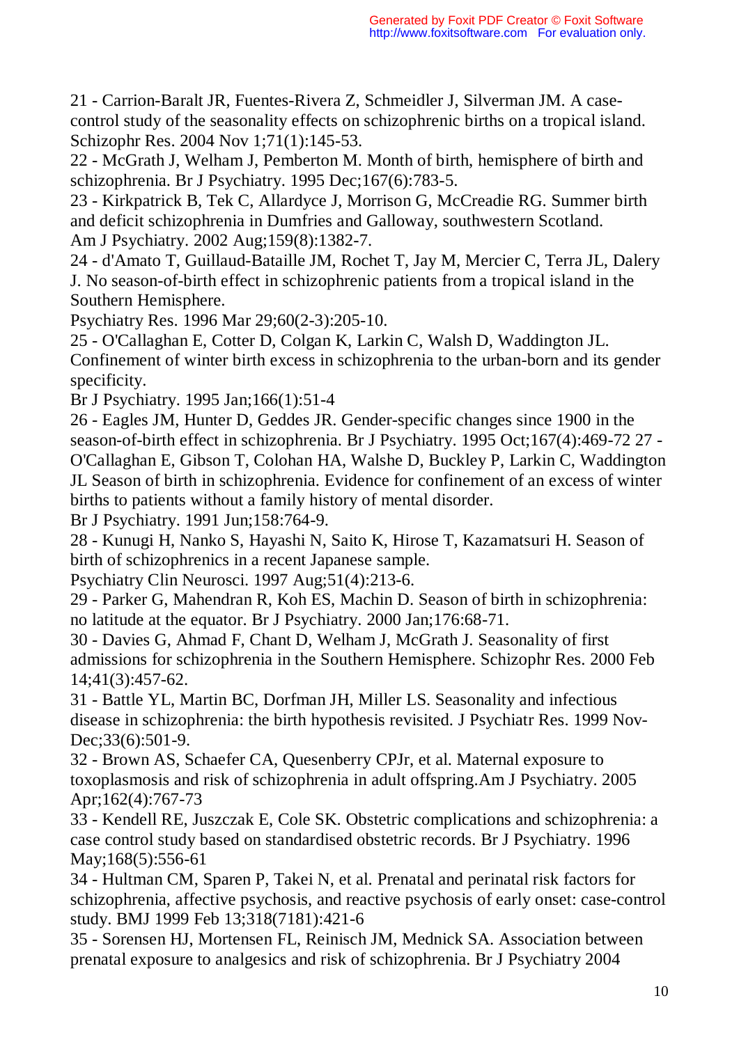21 - Carrion-Baralt JR, Fuentes-Rivera Z, Schmeidler J, Silverman JM. A case-control study of the seasonality effects on schizophrenic births on a tropical island. Schizophr Res. 2004 Nov 1;71(1):145-53.

22 - McGrath J, Welham J, Pemberton M. Month of birth, hemisphere of birth and schizophrenia. Br J Psychiatry. 1995 Dec;167(6):783-5.

23 - Kirkpatrick B, Tek C, Allardyce J, Morrison G, McCreadie RG. Summer birth and deficit schizophrenia in Dumfries and Galloway, southwestern Scotland. Am J Psychiatry. 2002 Aug;159(8):1382-7.

24 - d'Amato T, Guillaud-Bataille JM, Rochet T, Jay M, Mercier C, Terra JL, Dalery J. No season-of-birth effect in schizophrenic patients from a tropical island in the Southern Hemisphere.
Psychiatry Res. 1996 Mar 29;60(2-3):205-10.

25 - O'Callaghan E, Cotter D, Colgan K, Larkin C, Walsh D, Waddington JL. Confinement of winter birth excess in schizophrenia to the urban-born and its gender specificity.
Br J Psychiatry. 1995 Jan;166(1):51-4

26 - Eagles JM, Hunter D, Geddes JR. Gender-specific changes since 1900 in the season-of-birth effect in schizophrenia. Br J Psychiatry. 1995 Oct;167(4):469-72

27 - O'Callaghan E, Gibson T, Colohan HA, Walshe D, Buckley P, Larkin C, Waddington JL Season of birth in schizophrenia. Evidence for confinement of an excess of winter births to patients without a family history of mental disorder.
Br J Psychiatry. 1991 Jun;158:764-9.

28 - Kunugi H, Nanko S, Hayashi N, Saito K, Hirose T, Kazamatsuri H. Season of birth of schizophrenics in a recent Japanese sample.
Psychiatry Clin Neurosci. 1997 Aug;51(4):213-6.

29 - Parker G, Mahendran R, Koh ES, Machin D. Season of birth in schizophrenia: no latitude at the equator. Br J Psychiatry. 2000 Jan;176:68-71.

30 - Davies G, Ahmad F, Chant D, Welham J, McGrath J. Seasonality of first admissions for schizophrenia in the Southern Hemisphere. Schizophr Res. 2000 Feb 14;41(3):457-62.

31 - Battle YL, Martin BC, Dorfman JH, Miller LS. Seasonality and infectious disease in schizophrenia: the birth hypothesis revisited. J Psychiatr Res. 1999 Nov-Dec;33(6):501-9.

32 - Brown AS, Schaefer CA, Quesenberry CPJr, et al. Maternal exposure to toxoplasmosis and risk of schizophrenia in adult offspring.Am J Psychiatry. 2005 Apr;162(4):767-73

33 - Kendell RE, Juszczak E, Cole SK. Obstetric complications and schizophrenia: a case control study based on standardised obstetric records. Br J Psychiatry. 1996 May;168(5):556-61

34 - Hultman CM, Sparen P, Takei N, et al. Prenatal and perinatal risk factors for schizophrenia, affective psychosis, and reactive psychosis of early onset: case-control study. BMJ 1999 Feb 13;318(7181):421-6

35 - Sorensen HJ, Mortensen FL, Reinisch JM, Mednick SA. Association between prenatal exposure to analgesics and risk of schizophrenia. Br J Psychiatry 2004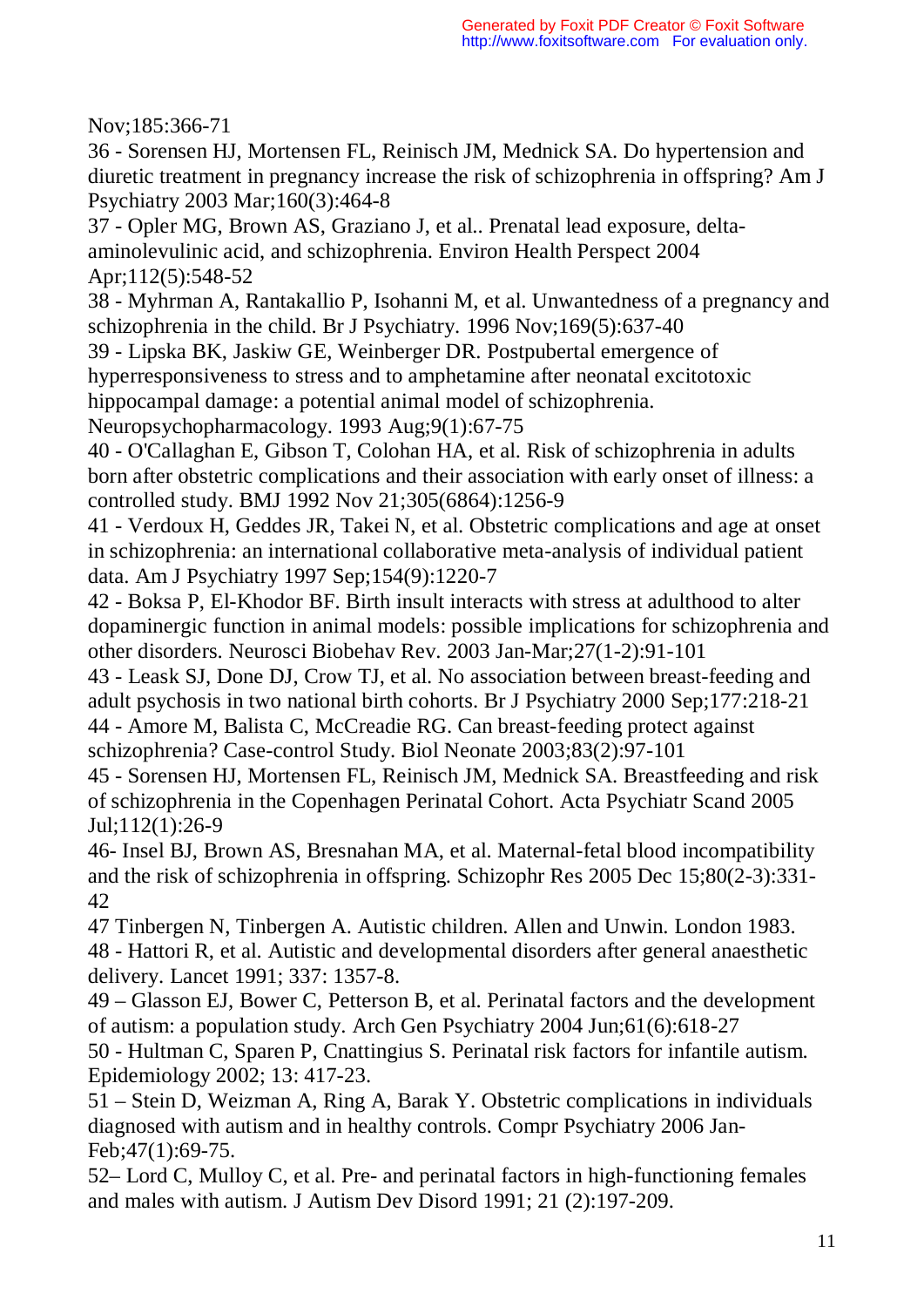Nov;185:366-71

36 - Sorensen HJ, Mortensen FL, Reinisch JM, Mednick SA. Do hypertension and diuretic treatment in pregnancy increase the risk of schizophrenia in offspring? Am J Psychiatry 2003 Mar;160(3):464-8

37 - Opler MG, Brown AS, Graziano J, et al.. Prenatal lead exposure, delta-aminolevulinic acid, and schizophrenia. Environ Health Perspect 2004 Apr;112(5):548-52

38 - Myhrman A, Rantakallio P, Isohanni M, et al. Unwantedness of a pregnancy and schizophrenia in the child. Br J Psychiatry. 1996 Nov;169(5):637-40

39 - Lipska BK, Jaskiw GE, Weinberger DR. Postpubertal emergence of hyperresponsiveness to stress and to amphetamine after neonatal excitotoxic hippocampal damage: a potential animal model of schizophrenia. Neuropsychopharmacology. 1993 Aug;9(1):67-75

40 - O'Callaghan E, Gibson T, Colohan HA, et al. Risk of schizophrenia in adults born after obstetric complications and their association with early onset of illness: a controlled study. BMJ 1992 Nov 21;305(6864):1256-9

41 - Verdoux H, Geddes JR, Takei N, et al. Obstetric complications and age at onset in schizophrenia: an international collaborative meta-analysis of individual patient data. Am J Psychiatry 1997 Sep;154(9):1220-7

42 - Boksa P, El-Khodor BF. Birth insult interacts with stress at adulthood to alter dopaminergic function in animal models: possible implications for schizophrenia and other disorders. Neurosci Biobehav Rev. 2003 Jan-Mar;27(1-2):91-101

43 - Leask SJ, Done DJ, Crow TJ, et al. No association between breast-feeding and adult psychosis in two national birth cohorts. Br J Psychiatry 2000 Sep;177:218-21

44 - Amore M, Balista C, McCreadie RG. Can breast-feeding protect against schizophrenia? Case-control Study. Biol Neonate 2003;83(2):97-101

45 - Sorensen HJ, Mortensen FL, Reinisch JM, Mednick SA. Breastfeeding and risk of schizophrenia in the Copenhagen Perinatal Cohort. Acta Psychiatr Scand 2005 Jul;112(1):26-9

46- Insel BJ, Brown AS, Bresnahan MA, et al. Maternal-fetal blood incompatibility and the risk of schizophrenia in offspring. Schizophr Res 2005 Dec 15;80(2-3):331-42

47 Tinbergen N, Tinbergen A. Autistic children. Allen and Unwin. London 1983.

48 - Hattori R, et al. Autistic and developmental disorders after general anaesthetic delivery. Lancet 1991; 337: 1357-8.

49 – Glasson EJ, Bower C, Petterson B, et al. Perinatal factors and the development of autism: a population study. Arch Gen Psychiatry 2004 Jun;61(6):618-27

50 - Hultman C, Sparen P, Cnattingius S. Perinatal risk factors for infantile autism. Epidemiology 2002; 13: 417-23.

51 – Stein D, Weizman A, Ring A, Barak Y. Obstetric complications in individuals diagnosed with autism and in healthy controls. Compr Psychiatry 2006 Jan-Feb;47(1):69-75.

52– Lord C, Mulloy C, et al. Pre- and perinatal factors in high-functioning females and males with autism. J Autism Dev Disord 1991; 21 (2):197-209.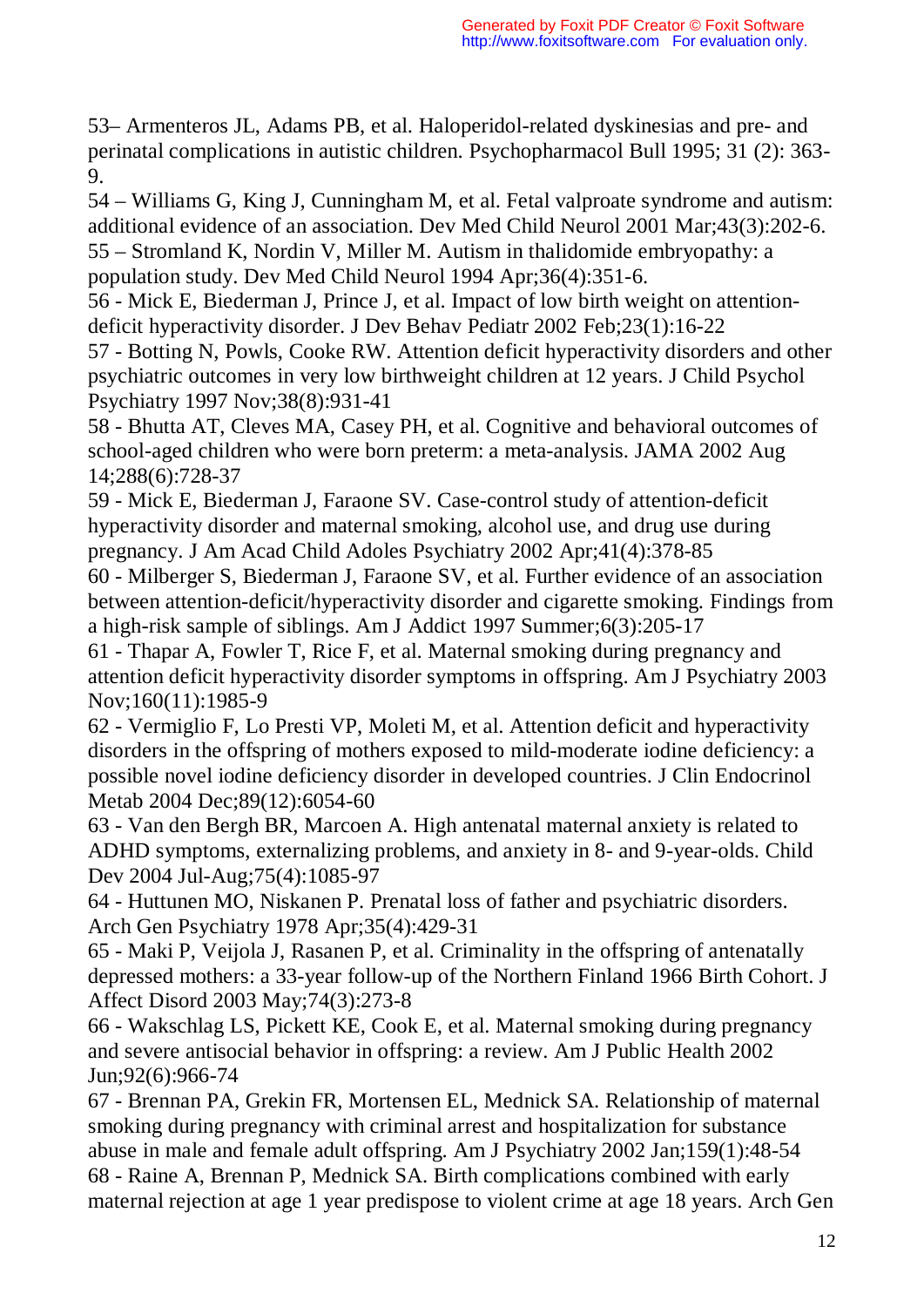53– Armenteros JL, Adams PB, et al. Haloperidol-related dyskinesias and pre- and perinatal complications in autistic children. Psychopharmacol Bull 1995; 31 (2): 363-9.

54 – Williams G, King J, Cunningham M, et al. Fetal valproate syndrome and autism: additional evidence of an association. Dev Med Child Neurol 2001 Mar;43(3):202-6.

55 – Stromland K, Nordin V, Miller M. Autism in thalidomide embryopathy: a population study. Dev Med Child Neurol 1994 Apr;36(4):351-6.

56 - Mick E, Biederman J, Prince J, et al. Impact of low birth weight on attention-deficit hyperactivity disorder. J Dev Behav Pediatr 2002 Feb;23(1):16-22

57 - Botting N, Powls, Cooke RW. Attention deficit hyperactivity disorders and other psychiatric outcomes in very low birthweight children at 12 years. J Child Psychol Psychiatry 1997 Nov;38(8):931-41

58 - Bhutta AT, Cleves MA, Casey PH, et al. Cognitive and behavioral outcomes of school-aged children who were born preterm: a meta-analysis. JAMA 2002 Aug 14;288(6):728-37

59 - Mick E, Biederman J, Faraone SV. Case-control study of attention-deficit hyperactivity disorder and maternal smoking, alcohol use, and drug use during pregnancy. J Am Acad Child Adoles Psychiatry 2002 Apr;41(4):378-85

60 - Milberger S, Biederman J, Faraone SV, et al. Further evidence of an association between attention-deficit/hyperactivity disorder and cigarette smoking. Findings from a high-risk sample of siblings. Am J Addict 1997 Summer;6(3):205-17

61 - Thapar A, Fowler T, Rice F, et al. Maternal smoking during pregnancy and attention deficit hyperactivity disorder symptoms in offspring. Am J Psychiatry 2003 Nov;160(11):1985-9

62 - Vermiglio F, Lo Presti VP, Moleti M, et al. Attention deficit and hyperactivity disorders in the offspring of mothers exposed to mild-moderate iodine deficiency: a possible novel iodine deficiency disorder in developed countries. J Clin Endocrinol Metab 2004 Dec;89(12):6054-60

63 - Van den Bergh BR, Marcoen A. High antenatal maternal anxiety is related to ADHD symptoms, externalizing problems, and anxiety in 8- and 9-year-olds. Child Dev 2004 Jul-Aug;75(4):1085-97

64 - Huttunen MO, Niskanen P. Prenatal loss of father and psychiatric disorders. Arch Gen Psychiatry 1978 Apr;35(4):429-31

65 - Maki P, Veijola J, Rasanen P, et al. Criminality in the offspring of antenatally depressed mothers: a 33-year follow-up of the Northern Finland 1966 Birth Cohort. J Affect Disord 2003 May;74(3):273-8

66 - Wakschlag LS, Pickett KE, Cook E, et al. Maternal smoking during pregnancy and severe antisocial behavior in offspring: a review. Am J Public Health 2002 Jun;92(6):966-74

67 - Brennan PA, Grekin FR, Mortensen EL, Mednick SA. Relationship of maternal smoking during pregnancy with criminal arrest and hospitalization for substance abuse in male and female adult offspring. Am J Psychiatry 2002 Jan;159(1):48-54

68 - Raine A, Brennan P, Mednick SA. Birth complications combined with early maternal rejection at age 1 year predispose to violent crime at age 18 years. Arch Gen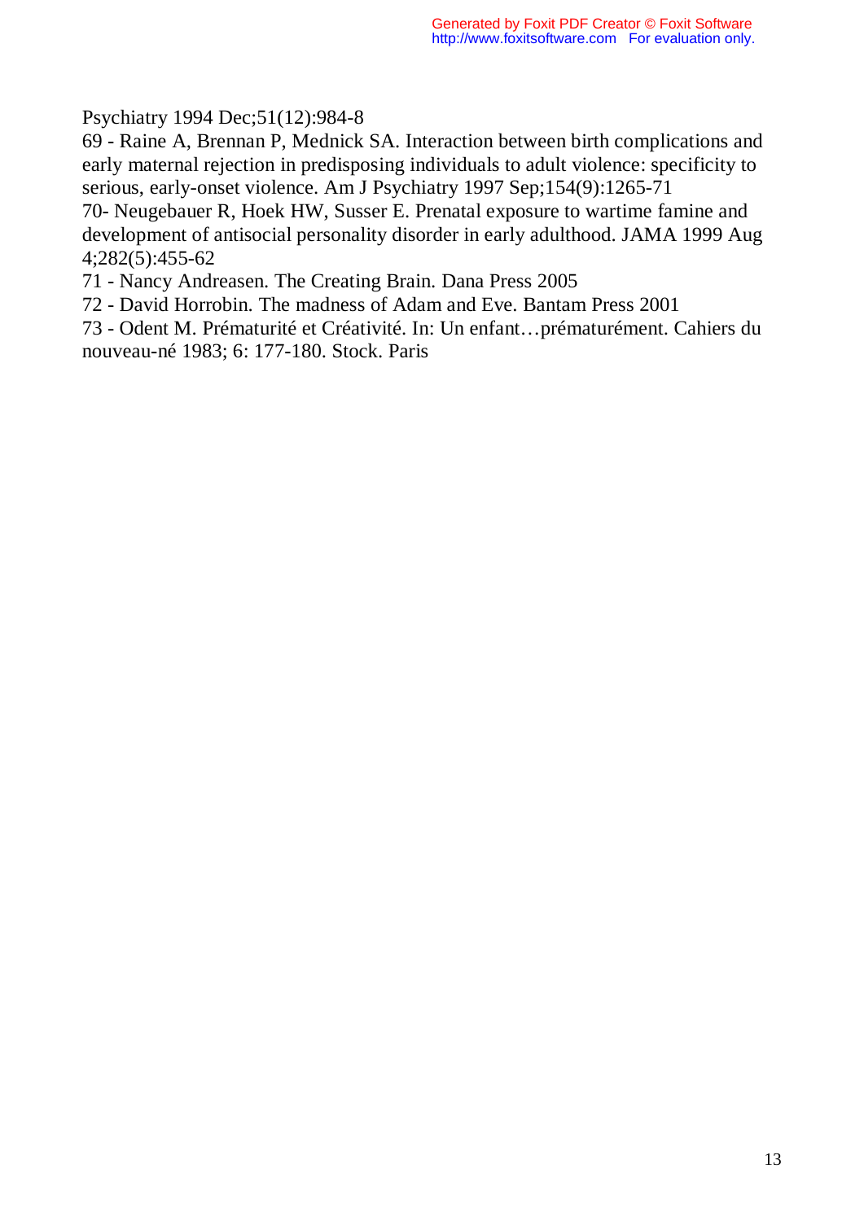Psychiatry 1994 Dec;51(12):984-8

69 - Raine A, Brennan P, Mednick SA. Interaction between birth complications and early maternal rejection in predisposing individuals to adult violence: specificity to serious, early-onset violence. Am J Psychiatry 1997 Sep;154(9):1265-71

70- Neugebauer R, Hoek HW, Susser E. Prenatal exposure to wartime famine and development of antisocial personality disorder in early adulthood. JAMA 1999 Aug 4;282(5):455-62

71 - Nancy Andreasen. The Creating Brain. Dana Press 2005

72 - David Horrobin. The madness of Adam and Eve. Bantam Press 2001

73 - Odent M. Prématurité et Créativité. In: Un enfant…prématurément. Cahiers du nouveau-né 1983; 6: 177-180. Stock. Paris